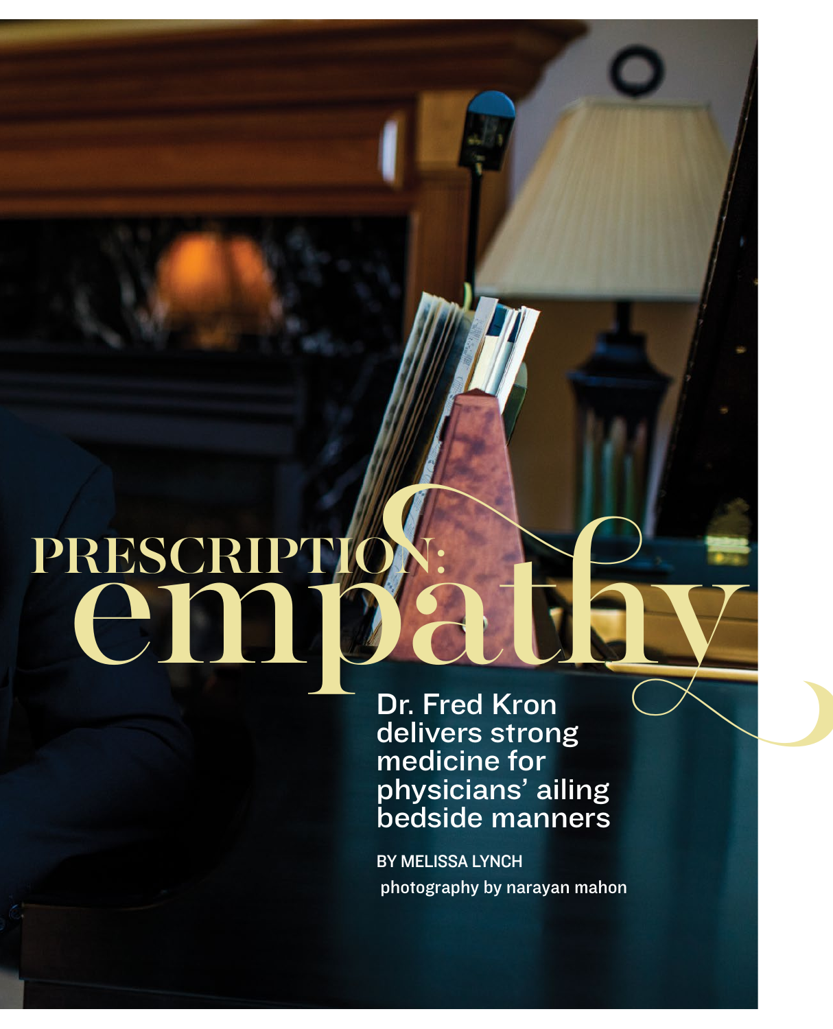# PRESCRIPTION: empathy

## Dr. Fred Kron delivers strong medicine for physicians' ailing bedside manners

BY MELISSA LYNCH

photography by narayan mahon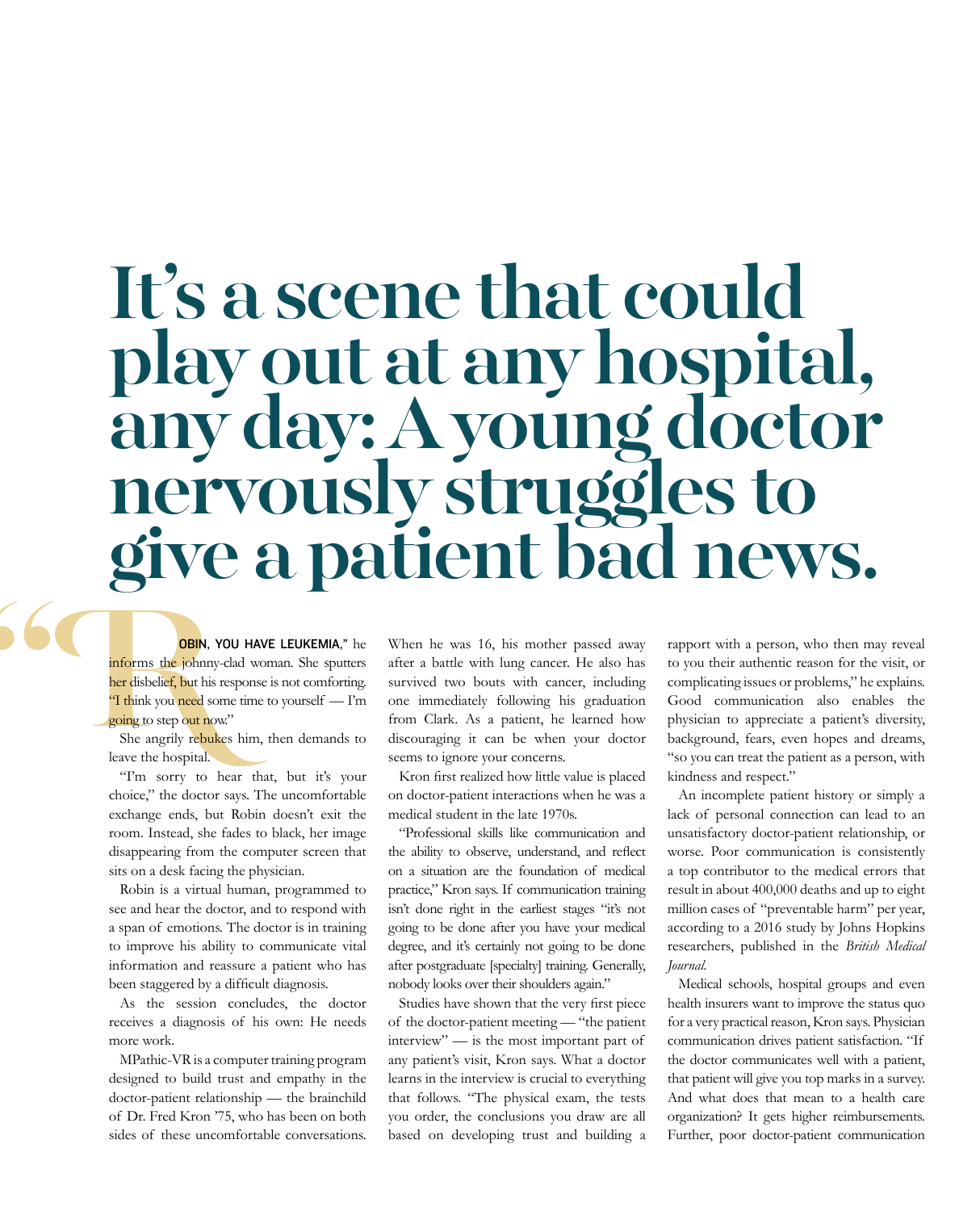# It's a scene that could play out at any hospital, any day: A young doctor nervously struggles to give a patient bad news.

"ROBIN, YOU HAVE LEUKEMIA," he informs the johnny-clad woman. She sputters her disbelief, but his response is not comforting. "I think you need some time to yourself — I'm going to step out now."

She angrily rebukes him, then demands to leave the hospital.

"I'm sorry to hear that, but it's your choice," the doctor says. The uncomfortable exchange ends, but Robin doesn't exit the room. Instead, she fades to black, her image disappearing from the computer screen that sits on a desk facing the physician.

Robin is a virtual human, programmed to see and hear the doctor, and to respond with a span of emotions. The doctor is in training to improve his ability to communicate vital information and reassure a patient who has been staggered by a difficult diagnosis.

As the session concludes, the doctor receives a diagnosis of his own: He needs more work.

MPathic-VR is a computer training program designed to build trust and empathy in the doctor-patient relationship — the brainchild of Dr. Fred Kron '75, who has been on both sides of these uncomfortable conversations. When he was 16, his mother passed away after a battle with lung cancer. He also has survived two bouts with cancer, including one immediately following his graduation from Clark. As a patient, he learned how discouraging it can be when your doctor seems to ignore your concerns.

Kron first realized how little value is placed on doctor-patient interactions when he was a medical student in the late 1970s.

"Professional skills like communication and the ability to observe, understand, and reflect on a situation are the foundation of medical practice," Kron says. If communication training isn't done right in the earliest stages "it's not going to be done after you have your medical degree, and it's certainly not going to be done after postgraduate [specialty] training. Generally, nobody looks over their shoulders again."

Studies have shown that the very first piece of the doctor-patient meeting — "the patient interview" — is the most important part of any patient's visit, Kron says. What a doctor learns in the interview is crucial to everything that follows. "The physical exam, the tests you order, the conclusions you draw are all based on developing trust and building a rapport with a person, who then may reveal to you their authentic reason for the visit, or complicating issues or problems," he explains. Good communication also enables the physician to appreciate a patient's diversity, background, fears, even hopes and dreams, "so you can treat the patient as a person, with kindness and respect."

An incomplete patient history or simply a lack of personal connection can lead to an unsatisfactory doctor-patient relationship, or worse. Poor communication is consistently a top contributor to the medical errors that result in about 400,000 deaths and up to eight million cases of "preventable harm" per year, according to a 2016 study by Johns Hopkins researchers, published in the *British Medical Journal*.

Medical schools, hospital groups and even health insurers want to improve the status quo for a very practical reason, Kron says. Physician communication drives patient satisfaction. "If the doctor communicates well with a patient, that patient will give you top marks in a survey. And what does that mean to a health care organization? It gets higher reimbursements. Further, poor doctor-patient communication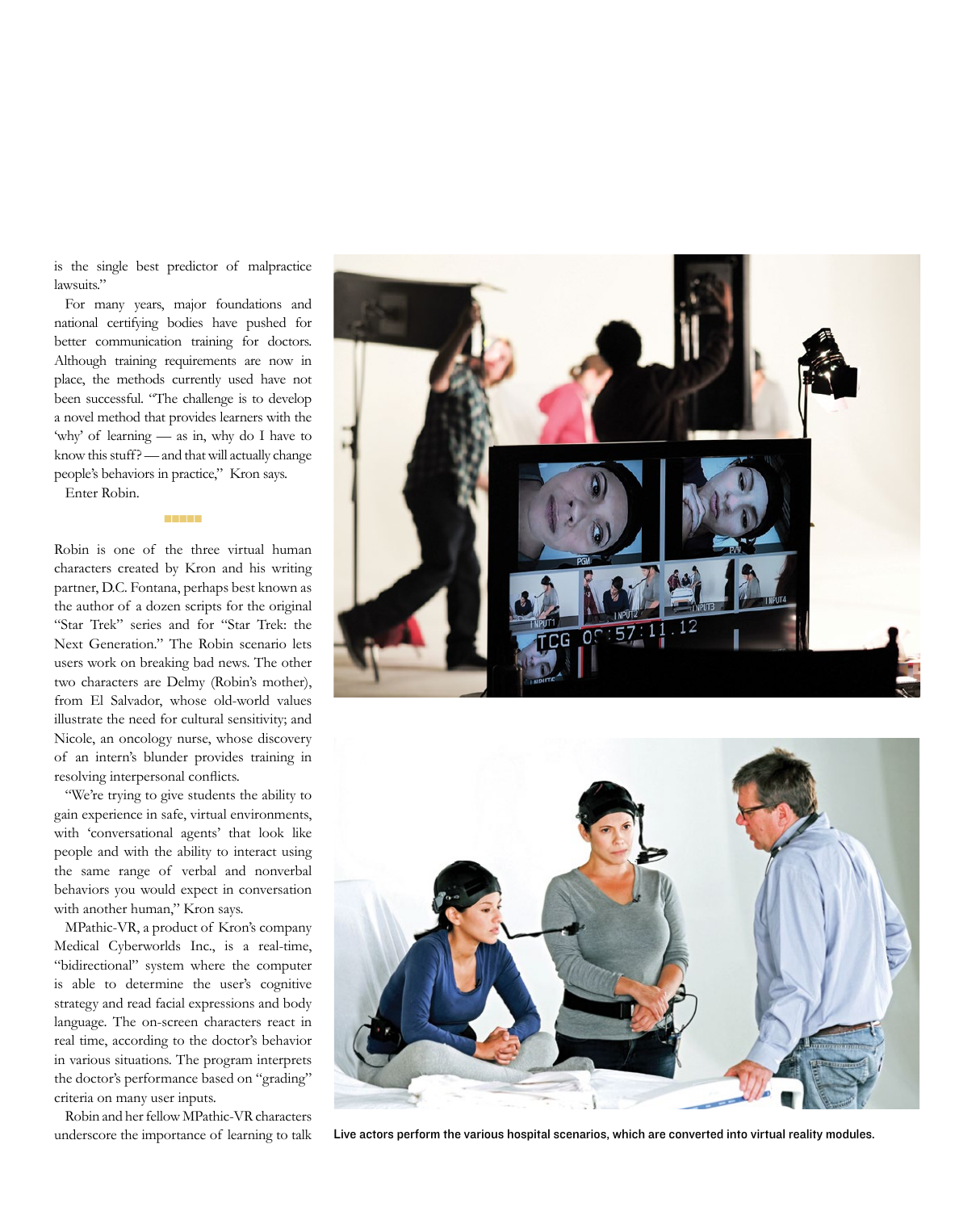is the single best predictor of malpractice lawsuits."

For many years, major foundations and national certifying bodies have pushed for better communication training for doctors. Although training requirements are now in place, the methods currently used have not been successful. "The challenge is to develop a novel method that provides learners with the 'why' of learning — as in, why do I have to know this stuff? — and that will actually change people's behaviors in practice," Kron says.

Enter Robin.

Robin is one of the three virtual human characters created by Kron and his writing partner, D.C. Fontana, perhaps best known as the author of a dozen scripts for the original "Star Trek" series and for "Star Trek: the Next Generation." The Robin scenario lets users work on breaking bad news. The other two characters are Delmy (Robin's mother), from El Salvador, whose old-world values illustrate the need for cultural sensitivity; and Nicole, an oncology nurse, whose discovery of an intern's blunder provides training in resolving interpersonal conflicts.

"We're trying to give students the ability to gain experience in safe, virtual environments, with 'conversational agents' that look like people and with the ability to interact using the same range of verbal and nonverbal behaviors you would expect in conversation with another human," Kron says.

MPathic-VR, a product of Kron's company Medical Cyberworlds Inc., is a real-time, "bidirectional" system where the computer is able to determine the user's cognitive strategy and read facial expressions and body language. The on-screen characters react in real time, according to the doctor's behavior in various situations. The program interprets the doctor's performance based on "grading" criteria on many user inputs.

Robin and her fellow MPathic-VR characters underscore the importance of learning to talk

Live actors perform the various hospital scenarios, which are converted into virtual reality modules.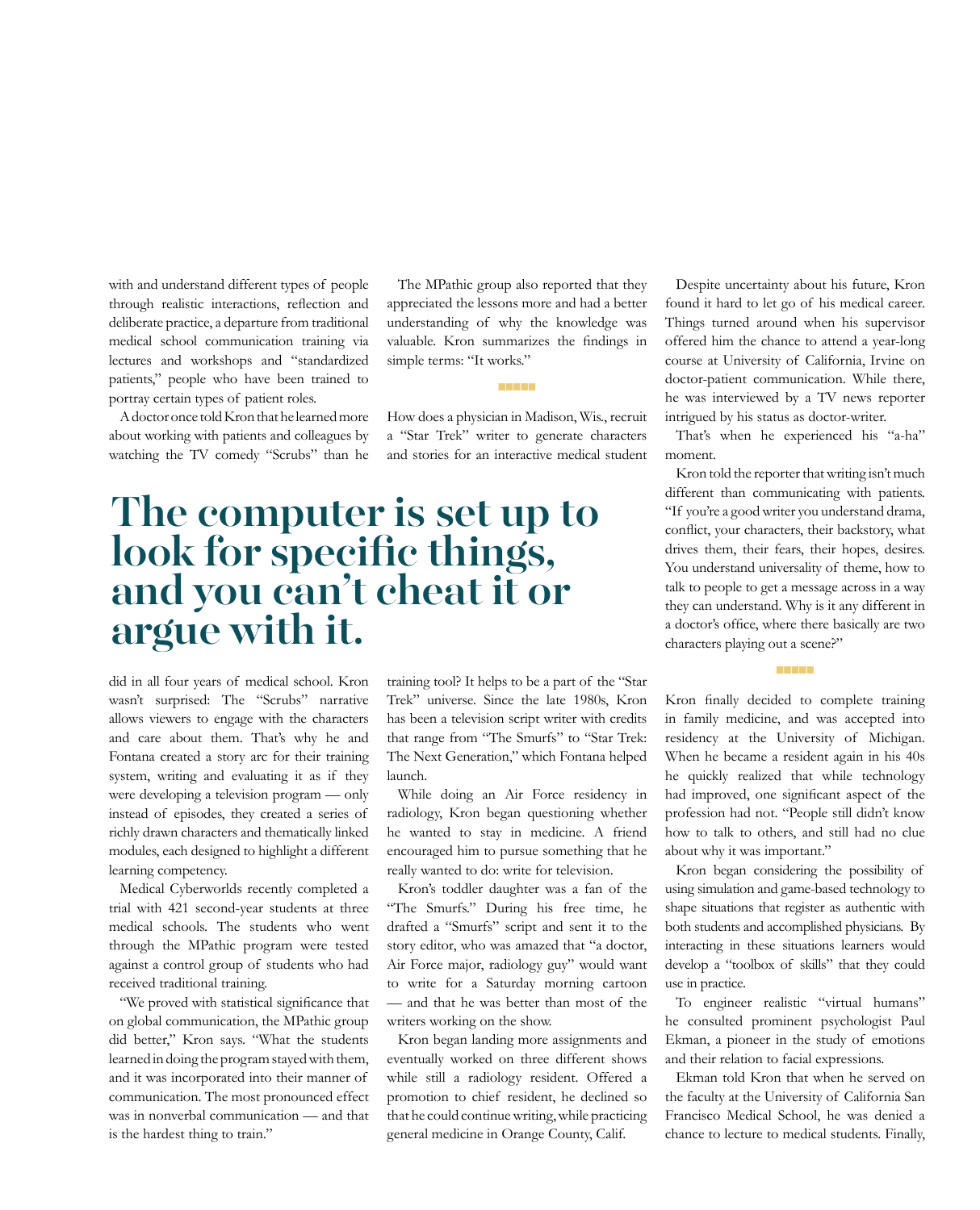with and understand different types of people through realistic interactions, reflection and deliberate practice, a departure from traditional medical school communication training via lectures and workshops and "standardized patients," people who have been trained to portray certain types of patient roles.

A doctor once told Kron that he learned more about working with patients and colleagues by watching the TV comedy "Scrubs" than he did in all four years of medical school. Kron wasn't surprised: The "Scrubs" narrative allows viewers to engage with the characters and care about them. That's why he and Fontana created a story arc for their training system, writing and evaluating it as if they were developing a television program — only instead of episodes, they created a series of richly drawn characters and thematically linked modules, each designed to highlight a different learning competency.

## The computer is set up to look for specific things, and you can't cheat it or argue with it.

Medical Cyberworlds recently completed a trial with 421 second-year students at three medical schools. The students who went through the MPathic program were tested against a control group of students who had received traditional training.

"We proved with statistical significance that on global communication, the MPathic group did better," Kron says. "What the students learned in doing the program stayed with them, and it was incorporated into their manner of communication. The most pronounced effect was in nonverbal communication — and that is the hardest thing to train."

The MPathic group also reported that they appreciated the lessons more and had a better understanding of why the knowledge was valuable. Kron summarizes the findings in simple terms: "It works."

---

How does a physician in Madison, Wis., recruit a "Star Trek" writer to generate characters and stories for an interactive medical student training tool? It helps to be a part of the "Star Trek" universe. Since the late 1980s, Kron has been a television script writer with credits that range from "The Smurfs" to "Star Trek: The Next Generation," which Fontana helped launch.

While doing an Air Force residency in radiology, Kron began questioning whether he wanted to stay in medicine. A friend encouraged him to pursue something that he really wanted to do: write for television.

Kron's toddler daughter was a fan of the "The Smurfs." During his free time, he drafted a "Smurfs" script and sent it to the story editor, who was amazed that "a doctor, Air Force major, radiology guy" would want to write for a Saturday morning cartoon — and that he was better than most of the writers working on the show.

Kron began landing more assignments and eventually worked on three different shows while still a radiology resident. Offered a promotion to chief resident, he declined so that he could continue writing, while practicing general medicine in Orange County, Calif.

Despite uncertainty about his future, Kron found it hard to let go of his medical career. Things turned around when his supervisor offered him the chance to attend a year-long course at University of California, Irvine on doctor-patient communication. While there, he was interviewed by a TV news reporter intrigued by his status as doctor-writer.

That's when he experienced his "a-ha" moment.

Kron told the reporter that writing isn't much different than communicating with patients. "If you're a good writer you understand drama, conflict, your characters, their backstory, what drives them, their fears, their hopes, desires. You understand universality of theme, how to talk to people to get a message across in a way they can understand. Why is it any different in a doctor's office, where there basically are two characters playing out a scene?"

---

Kron finally decided to complete training in family medicine, and was accepted into residency at the University of Michigan. When he became a resident again in his 40s he quickly realized that while technology had improved, one significant aspect of the profession had not. "People still didn't know how to talk to others, and still had no clue about why it was important."

Kron began considering the possibility of using simulation and game-based technology to shape situations that register as authentic with both students and accomplished physicians. By interacting in these situations learners would develop a "toolbox of skills" that they could use in practice.

To engineer realistic "virtual humans" he consulted prominent psychologist Paul Ekman, a pioneer in the study of emotions and their relation to facial expressions.

Ekman told Kron that when he served on the faculty at the University of California San Francisco Medical School, he was denied a chance to lecture to medical students. Finally,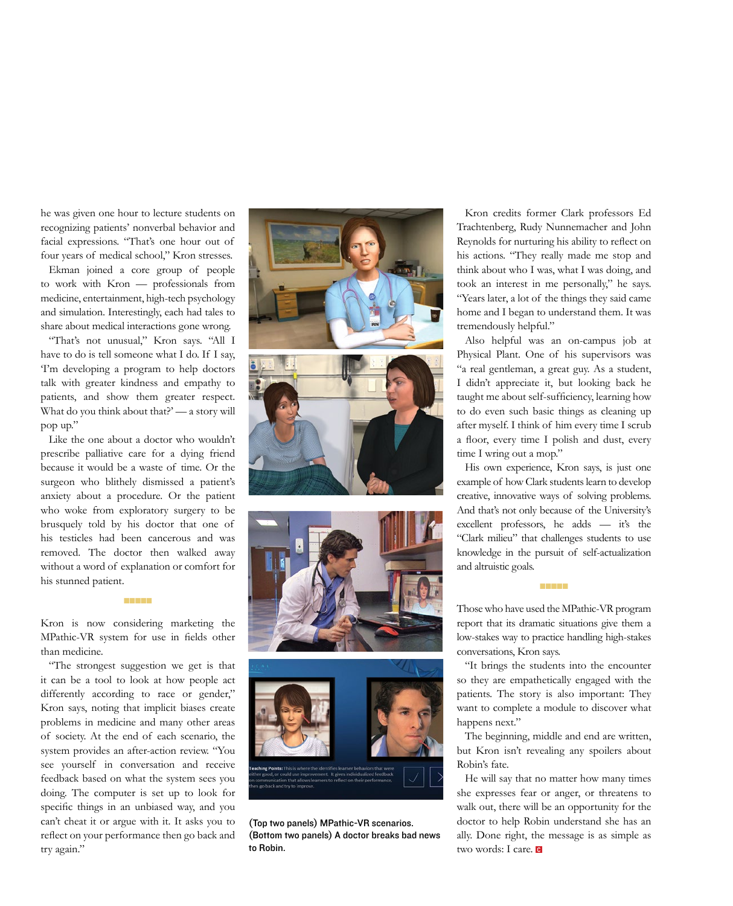he was given one hour to lecture students on recognizing patients' nonverbal behavior and facial expressions. "That's one hour out of four years of medical school," Kron stresses.

Ekman joined a core group of people to work with Kron — professionals from medicine, entertainment, high-tech psychology and simulation. Interestingly, each had tales to share about medical interactions gone wrong.

"That's not unusual," Kron says. "All I have to do is tell someone what I do. If I say, 'I'm developing a program to help doctors talk with greater kindness and empathy to patients, and show them greater respect. What do you think about that?' — a story will pop up."

Like the one about a doctor who wouldn't prescribe palliative care for a dying friend because it would be a waste of time. Or the surgeon who blithely dismissed a patient's anxiety about a procedure. Or the patient who woke from exploratory surgery to be brusquely told by his doctor that one of his testicles had been cancerous and was removed. The doctor then walked away without a word of explanation or comfort for his stunned patient.

Kron is now considering marketing the MPathic-VR system for use in fields other than medicine.

"The strongest suggestion we get is that it can be a tool to look at how people act differently according to race or gender," Kron says, noting that implicit biases create problems in medicine and many other areas of society. At the end of each scenario, the system provides an after-action review. "You see yourself in conversation and receive feedback based on what the system sees you doing. The computer is set up to look for specific things in an unbiased way, and you can't cheat it or argue with it. It asks you to reflect on your performance then go back and try again."

(Top two panels) MPathic-VR scenarios. (Bottom two panels) A doctor breaks bad news to Robin.

Kron credits former Clark professors Ed Trachtenberg, Rudy Nunnemacher and John Reynolds for nurturing his ability to reflect on his actions. "They really made me stop and think about who I was, what I was doing, and took an interest in me personally," he says. "Years later, a lot of the things they said came home and I began to understand them. It was tremendously helpful."

Also helpful was an on-campus job at Physical Plant. One of his supervisors was "a real gentleman, a great guy. As a student, I didn't appreciate it, but looking back he taught me about self-sufficiency, learning how to do even such basic things as cleaning up after myself. I think of him every time I scrub a floor, every time I polish and dust, every time I wring out a mop."

His own experience, Kron says, is just one example of how Clark students learn to develop creative, innovative ways of solving problems. And that's not only because of the University's excellent professors, he adds — it's the "Clark milieu" that challenges students to use knowledge in the pursuit of self-actualization and altruistic goals.

Those who have used the MPathic-VR program report that its dramatic situations give them a low-stakes way to practice handling high-stakes conversations, Kron says.

"It brings the students into the encounter so they are empathetically engaged with the patients. The story is also important: They want to complete a module to discover what happens next."

The beginning, middle and end are written, but Kron isn't revealing any spoilers about Robin's fate.

He will say that no matter how many times she expresses fear or anger, or threatens to walk out, there will be an opportunity for the doctor to help Robin understand she has an ally. Done right, the message is as simple as two words: I care.